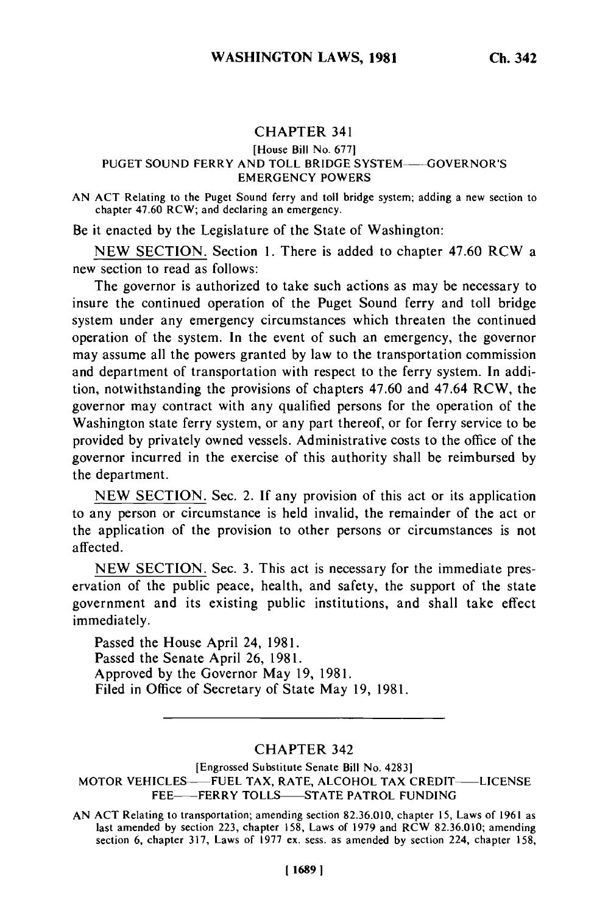## CHAPTER 341

[House Bill No. 677]

PUGET SOUND FERRY AND TOLL BRIDGE SYSTEM—GOVERNOR'S EMERGENCY POWERS

AN ACT Relating to the Puget Sound ferry and toll bridge system; adding a new section to chapter 47.60 RCW; and declaring an emergency.

Be it enacted by the Legislature of the State of Washington:

NEW SECTION. Section 1. There is added to chapter 47.60 RCW a new section to read as follows:

The governor is authorized to take such actions as may be necessary to insure the continued operation of the Puget Sound ferry and toll bridge system under any emergency circumstances which threaten the continued operation of the system. In the event of such an emergency, the governor may assume all the powers granted by law to the transportation commission and department of transportation with respect to the ferry system. In addition, notwithstanding the provisions of chapters 47.60 and 47.64 RCW, the governor may contract with any qualified persons for the operation of the Washington state ferry system, or any part thereof, or for ferry service to be provided by privately owned vessels. Administrative costs to the office of the governor incurred in the exercise of this authority shall be reimbursed by the department.

NEW SECTION. Sec. 2. If any provision of this act or its application to any person or circumstance is held invalid, the remainder of the act or the application of the provision to other persons or circumstances is not affected.

NEW SECTION. Sec. 3. This act is necessary for the immediate preservation of the public peace, health, and safety, the support of the state government and its existing public institutions, and shall take effect immediately.

Passed the House April 24, 1981.
Passed the Senate April 26, 1981.
Approved by the Governor May 19, 1981.
Filed in Office of Secretary of State May 19, 1981.

---

## CHAPTER 342

[Engrossed Substitute Senate Bill No. 4283]

MOTOR VEHICLES—FUEL TAX, RATE, ALCOHOL TAX CREDIT—LICENSE FEE—FERRY TOLLS—STATE PATROL FUNDING

AN ACT Relating to transportation; amending section 82.36.010, chapter 15, Laws of 1961 as last amended by section 223, chapter 158, Laws of 1979 and RCW 82.36.010; amending section 6, chapter 317, Laws of 1977 ex. sess. as amended by section 224, chapter 158,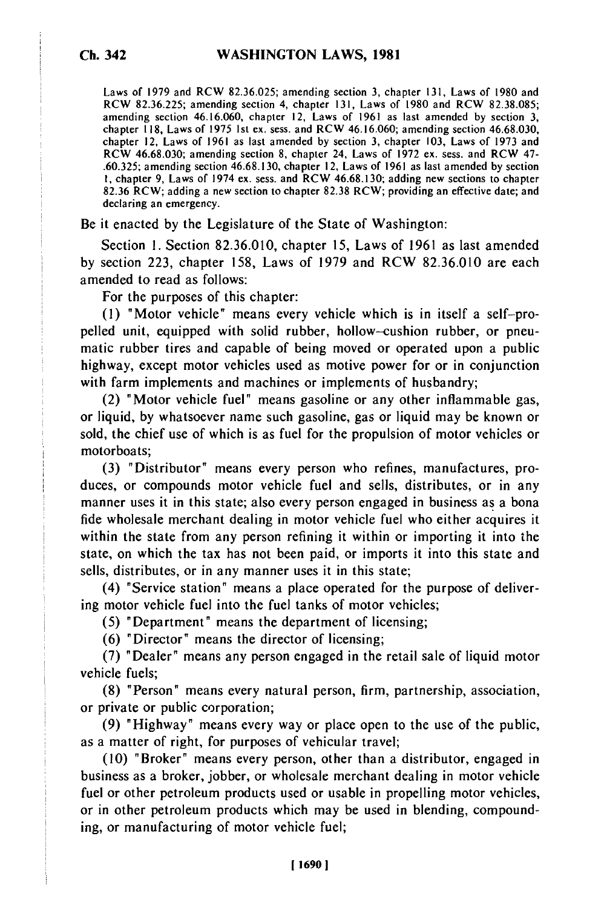Laws of 1979 and RCW 82.36.025; amending section 3, chapter 131, Laws of 1980 and RCW 82.36.225; amending section 4, chapter 131, Laws of 1980 and RCW 82.38.085; amending section 46.16.060, chapter 12, Laws of 1961 as last amended by section 3, chapter 118, Laws of 1975 1st ex. sess. and RCW 46.16.060; amending section 46.68.030, chapter 12, Laws of 1961 as last amended by section 3, chapter 103, Laws of 1973 and RCW 46.68.030; amending section 8, chapter 24, Laws of 1972 ex. sess. and RCW 47-.60.325; amending section 46.68.130, chapter 12, Laws of 1961 as last amended by section 1, chapter 9, Laws of 1974 ex. sess. and RCW 46.68.130; adding new sections to chapter 82.36 RCW; adding a new section to chapter 82.38 RCW; providing an effective date; and declaring an emergency.

Be it enacted by the Legislature of the State of Washington:

Section 1. Section 82.36.010, chapter 15, Laws of 1961 as last amended by section 223, chapter 158, Laws of 1979 and RCW 82.36.010 are each amended to read as follows:

For the purposes of this chapter:

(1) "Motor vehicle" means every vehicle which is in itself a self-propelled unit, equipped with solid rubber, hollow-cushion rubber, or pneumatic rubber tires and capable of being moved or operated upon a public highway, except motor vehicles used as motive power for or in conjunction with farm implements and machines or implements of husbandry;

(2) "Motor vehicle fuel" means gasoline or any other inflammable gas, or liquid, by whatsoever name such gasoline, gas or liquid may be known or sold, the chief use of which is as fuel for the propulsion of motor vehicles or motorboats;

(3) "Distributor" means every person who refines, manufactures, produces, or compounds motor vehicle fuel and sells, distributes, or in any manner uses it in this state; also every person engaged in business as a bona fide wholesale merchant dealing in motor vehicle fuel who either acquires it within the state from any person refining it within or importing it into the state, on which the tax has not been paid, or imports it into this state and sells, distributes, or in any manner uses it in this state;

(4) "Service station" means a place operated for the purpose of delivering motor vehicle fuel into the fuel tanks of motor vehicles;

(5) "Department" means the department of licensing;

(6) "Director" means the director of licensing;

(7) "Dealer" means any person engaged in the retail sale of liquid motor vehicle fuels;

(8) "Person" means every natural person, firm, partnership, association, or private or public corporation;

(9) "Highway" means every way or place open to the use of the public, as a matter of right, for purposes of vehicular travel;

(10) "Broker" means every person, other than a distributor, engaged in business as a broker, jobber, or wholesale merchant dealing in motor vehicle fuel or other petroleum products used or usable in propelling motor vehicles, or in other petroleum products which may be used in blending, compounding, or manufacturing of motor vehicle fuel;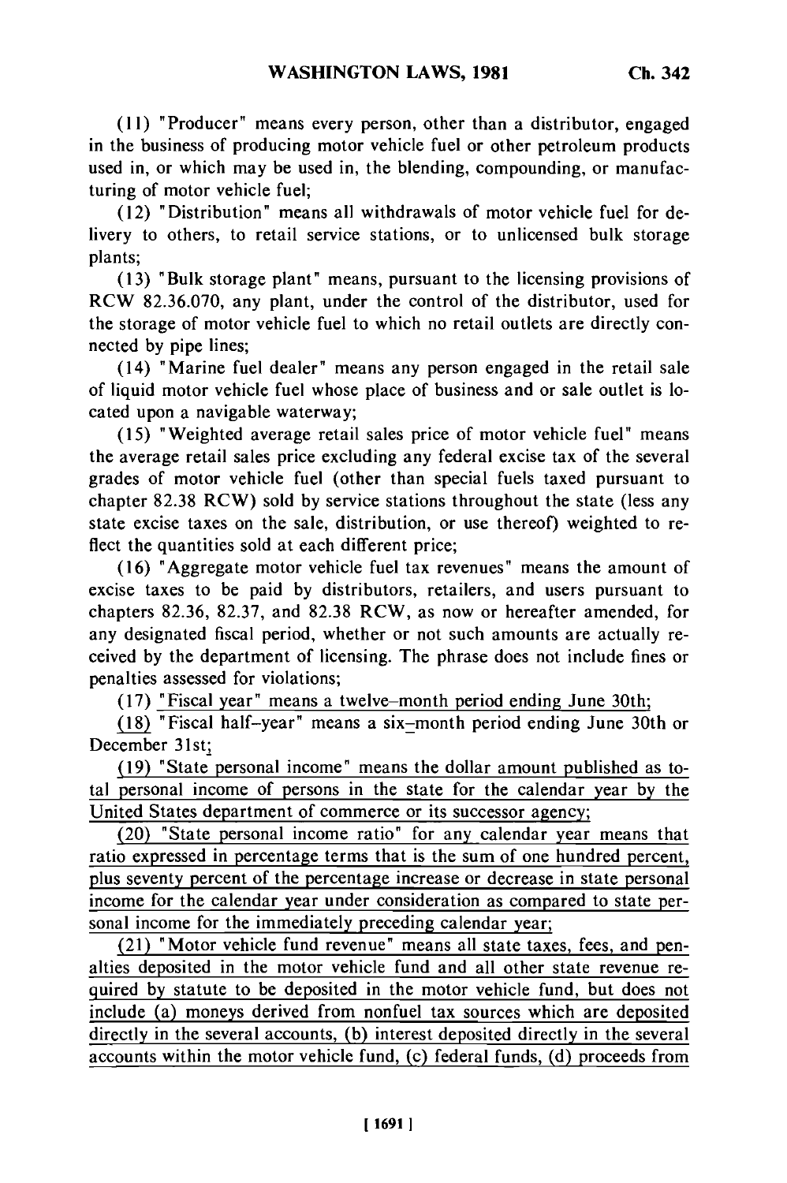(11) "Producer" means every person, other than a distributor, engaged in the business of producing motor vehicle fuel or other petroleum products used in, or which may be used in, the blending, compounding, or manufacturing of motor vehicle fuel;

(12) "Distribution" means all withdrawals of motor vehicle fuel for delivery to others, to retail service stations, or to unlicensed bulk storage plants;

(13) "Bulk storage plant" means, pursuant to the licensing provisions of RCW 82.36.070, any plant, under the control of the distributor, used for the storage of motor vehicle fuel to which no retail outlets are directly connected by pipe lines;

(14) "Marine fuel dealer" means any person engaged in the retail sale of liquid motor vehicle fuel whose place of business and or sale outlet is located upon a navigable waterway;

(15) "Weighted average retail sales price of motor vehicle fuel" means the average retail sales price excluding any federal excise tax of the several grades of motor vehicle fuel (other than special fuels taxed pursuant to chapter 82.38 RCW) sold by service stations throughout the state (less any state excise taxes on the sale, distribution, or use thereof) weighted to reflect the quantities sold at each different price;

(16) "Aggregate motor vehicle fuel tax revenues" means the amount of excise taxes to be paid by distributors, retailers, and users pursuant to chapters 82.36, 82.37, and 82.38 RCW, as now or hereafter amended, for any designated fiscal period, whether or not such amounts are actually received by the department of licensing. The phrase does not include fines or penalties assessed for violations;

(17) "Fiscal year" means a twelve-month period ending June 30th;

(18) "Fiscal half-year" means a six-month period ending June 30th or December 31st;

(19) "State personal income" means the dollar amount published as total personal income of persons in the state for the calendar year by the United States department of commerce or its successor agency;

(20) "State personal income ratio" for any calendar year means that ratio expressed in percentage terms that is the sum of one hundred percent, plus seventy percent of the percentage increase or decrease in state personal income for the calendar year under consideration as compared to state personal income for the immediately preceding calendar year;

(21) "Motor vehicle fund revenue" means all state taxes, fees, and penalties deposited in the motor vehicle fund and all other state revenue required by statute to be deposited in the motor vehicle fund, but does not include (a) moneys derived from nonfuel tax sources which are deposited directly in the several accounts, (b) interest deposited directly in the several accounts within the motor vehicle fund, (c) federal funds, (d) proceeds from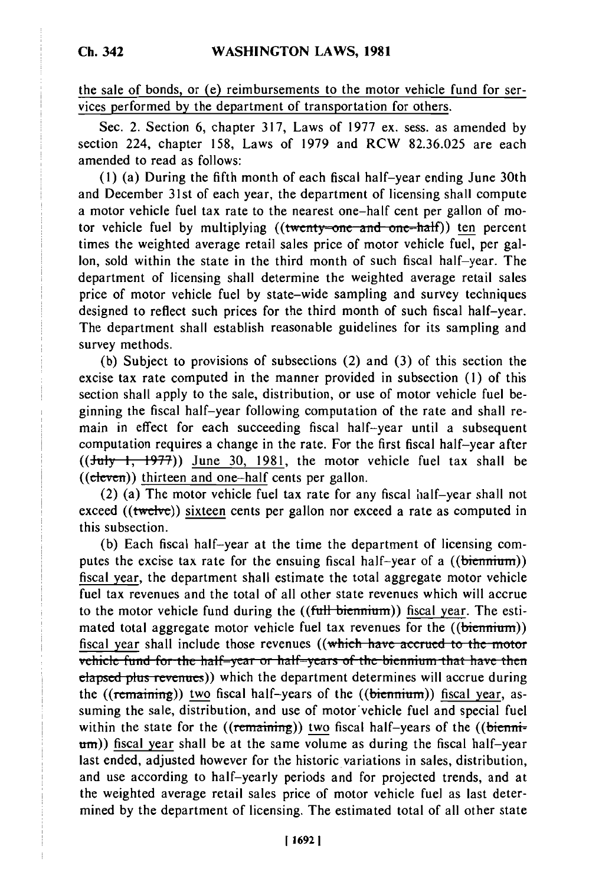the sale of bonds, or (e) reimbursements to the motor vehicle fund for services performed by the department of transportation for others.

Sec. 2. Section 6, chapter 317, Laws of 1977 ex. sess. as amended by section 224, chapter 158, Laws of 1979 and RCW 82.36.025 are each amended to read as follows:

(1) (a) During the fifth month of each fiscal half-year ending June 30th and December 31st of each year, the department of licensing shall compute a motor vehicle fuel tax rate to the nearest one-half cent per gallon of motor vehicle fuel by multiplying ((~~twenty-one and one-half~~)) ten percent times the weighted average retail sales price of motor vehicle fuel, per gallon, sold within the state in the third month of such fiscal half-year. The department of licensing shall determine the weighted average retail sales price of motor vehicle fuel by state-wide sampling and survey techniques designed to reflect such prices for the third month of such fiscal half-year. The department shall establish reasonable guidelines for its sampling and survey methods.

(b) Subject to provisions of subsections (2) and (3) of this section the excise tax rate computed in the manner provided in subsection (1) of this section shall apply to the sale, distribution, or use of motor vehicle fuel beginning the fiscal half-year following computation of the rate and shall remain in effect for each succeeding fiscal half-year until a subsequent computation requires a change in the rate. For the first fiscal half-year after ((~~July 1, 1977~~)) June 30, 1981, the motor vehicle fuel tax shall be ((~~eleven~~)) thirteen and one-half cents per gallon.

(2) (a) The motor vehicle fuel tax rate for any fiscal half-year shall not exceed ((~~twelve~~)) sixteen cents per gallon nor exceed a rate as computed in this subsection.

(b) Each fiscal half-year at the time the department of licensing computes the excise tax rate for the ensuing fiscal half-year of a ((~~biennium~~)) fiscal year, the department shall estimate the total aggregate motor vehicle fuel tax revenues and the total of all other state revenues which will accrue to the motor vehicle fund during the ((~~full biennium~~)) fiscal year. The estimated total aggregate motor vehicle fuel tax revenues for the ((~~biennium~~)) fiscal year shall include those revenues ((~~which have accrued to the motor vehicle fund for the half-year or half-years of the biennium that have then elapsed plus revenues~~)) which the department determines will accrue during the ((~~remaining~~)) two fiscal half-years of the ((~~biennium~~)) fiscal year, assuming the sale, distribution, and use of motor vehicle fuel and special fuel within the state for the ((~~remaining~~)) two fiscal half-years of the ((~~biennium~~)) fiscal year shall be at the same volume as during the fiscal half-year last ended, adjusted however for the historic variations in sales, distribution, and use according to half-yearly periods and for projected trends, and at the weighted average retail sales price of motor vehicle fuel as last determined by the department of licensing. The estimated total of all other state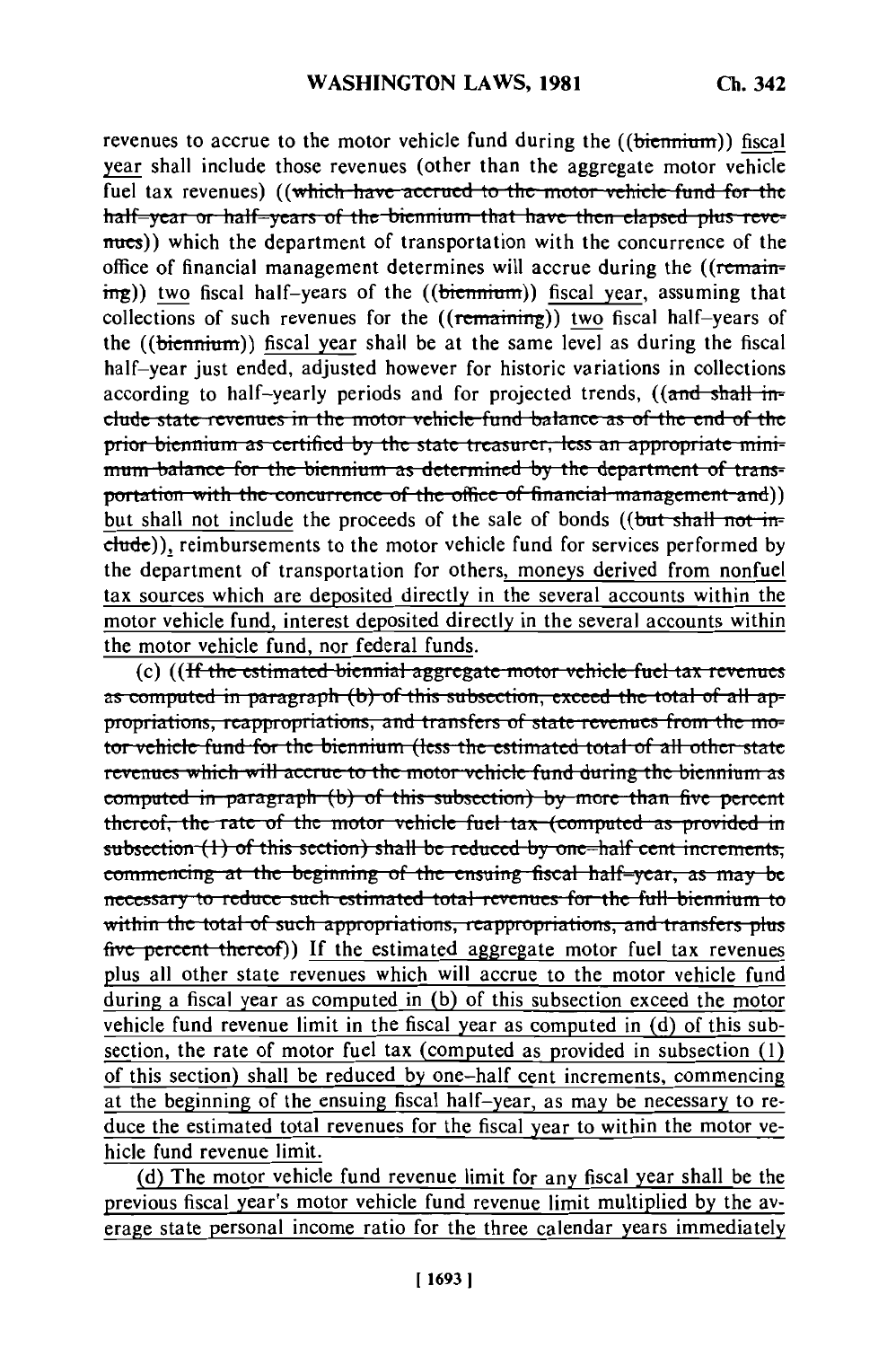revenues to accrue to the motor vehicle fund during the ((~~biennium~~)) fiscal year shall include those revenues (other than the aggregate motor vehicle fuel tax revenues) ((~~which have accrued to the motor vehicle fund for the half-year or half-years of the biennium that have then elapsed plus revenues~~)) which the department of transportation with the concurrence of the office of financial management determines will accrue during the ((~~remaining~~)) two fiscal half-years of the ((~~biennium~~)) fiscal year, assuming that collections of such revenues for the ((~~remaining~~)) two fiscal half-years of the ((~~biennium~~)) fiscal year shall be at the same level as during the fiscal half-year just ended, adjusted however for historic variations in collections according to half-yearly periods and for projected trends, ((~~and shall include state revenues in the motor vehicle fund balance as of the end of the prior biennium as certified by the state treasurer, less an appropriate minimum balance for the biennium as determined by the department of transportation with the concurrence of the office of financial management and~~)) but shall not include the proceeds of the sale of bonds ((~~but shall not include~~)), reimbursements to the motor vehicle fund for services performed by the department of transportation for others, moneys derived from nonfuel tax sources which are deposited directly in the several accounts within the motor vehicle fund, interest deposited directly in the several accounts within the motor vehicle fund, nor federal funds.

(c) ((~~If the estimated biennial aggregate motor vehicle fuel tax revenues as computed in paragraph (b) of this subsection, exceed the total of all appropriations, reappropriations, and transfers of state revenues from the motor vehicle fund for the biennium (less the estimated total of all other state revenues which will accrue to the motor vehicle fund during the biennium as computed in paragraph (b) of this subsection) by more than five percent thereof, the rate of the motor vehicle fuel tax (computed as provided in subsection (1) of this section) shall be reduced by one-half cent increments, commencing at the beginning of the ensuing fiscal half-year, as may be necessary to reduce such estimated total revenues for the full biennium to within the total of such appropriations, reappropriations, and transfers plus five percent thereof~~)) If the estimated aggregate motor fuel tax revenues plus all other state revenues which will accrue to the motor vehicle fund during a fiscal year as computed in (b) of this subsection exceed the motor vehicle fund revenue limit in the fiscal year as computed in (d) of this subsection, the rate of motor fuel tax (computed as provided in subsection (1) of this section) shall be reduced by one-half cent increments, commencing at the beginning of the ensuing fiscal half-year, as may be necessary to reduce the estimated total revenues for the fiscal year to within the motor vehicle fund revenue limit.

(d) The motor vehicle fund revenue limit for any fiscal year shall be the previous fiscal year's motor vehicle fund revenue limit multiplied by the average state personal income ratio for the three calendar years immediately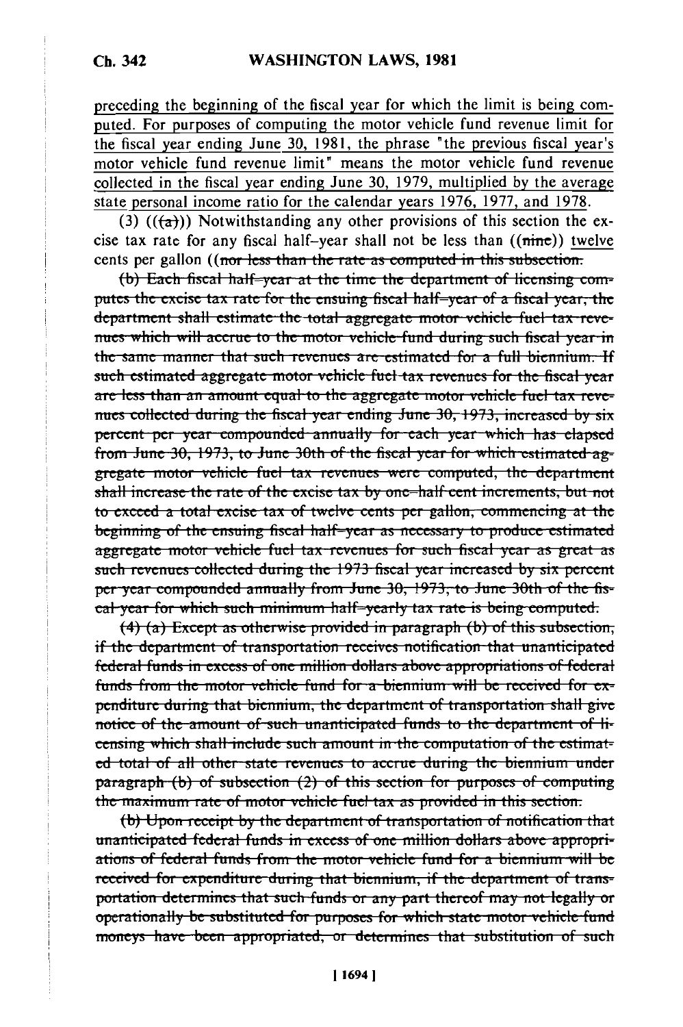preceding the beginning of the fiscal year for which the limit is being computed. For purposes of computing the motor vehicle fund revenue limit for the fiscal year ending June 30, 1981, the phrase "the previous fiscal year's motor vehicle fund revenue limit" means the motor vehicle fund revenue collected in the fiscal year ending June 30, 1979, multiplied by the average state personal income ratio for the calendar years 1976, 1977, and 1978.

(3) (((a))) Notwithstanding any other provisions of this section the excise tax rate for any fiscal half-year shall not be less than ((nine)) twelve cents per gallon ((nor less than the rate as computed in this subsection.

(b) Each fiscal half-year at the time the department of licensing computes the excise tax rate for the ensuing fiscal half-year of a fiscal year, the department shall estimate the total aggregate motor vehicle fuel tax revenues which will accrue to the motor vehicle fund during such fiscal year in the same manner that such revenues are estimated for a full biennium. If such estimated aggregate motor vehicle fuel tax revenues for the fiscal year are less than an amount equal to the aggregate motor vehicle fuel tax revenues collected during the fiscal year ending June 30, 1973, increased by six percent per year compounded annually for each year which has elapsed from June 30, 1973, to June 30th of the fiscal year for which estimated aggregate motor vehicle fuel tax revenues were computed, the department shall increase the rate of the excise tax by one-half cent increments, but not to exceed a total excise tax of twelve cents per gallon, commencing at the beginning of the ensuing fiscal half-year as necessary to produce estimated aggregate motor vehicle fuel tax revenues for such fiscal year as great as such revenues collected during the 1973 fiscal year increased by six percent per year compounded annually from June 30, 1973, to June 30th of the fiscal year for which such minimum half-yearly tax rate is being computed.

(4) (a) Except as otherwise provided in paragraph (b) of this subsection, if the department of transportation receives notification that unanticipated federal funds in excess of one million dollars above appropriations of federal funds from the motor vehicle fund for a biennium will be received for expenditure during that biennium, the department of transportation shall give notice of the amount of such unanticipated funds to the department of licensing which shall include such amount in the computation of the estimated total of all other state revenues to accrue during the biennium under paragraph (b) of subsection (2) of this section for purposes of computing the maximum rate of motor vehicle fuel tax as provided in this section.

(b) Upon receipt by the department of transportation of notification that unanticipated federal funds in excess of one million dollars above appropriations of federal funds from the motor vehicle fund for a biennium will be received for expenditure during that biennium, if the department of transportation determines that such funds or any part thereof may not legally or operationally be substituted for purposes for which state motor vehicle fund moneys have been appropriated, or determines that substitution of such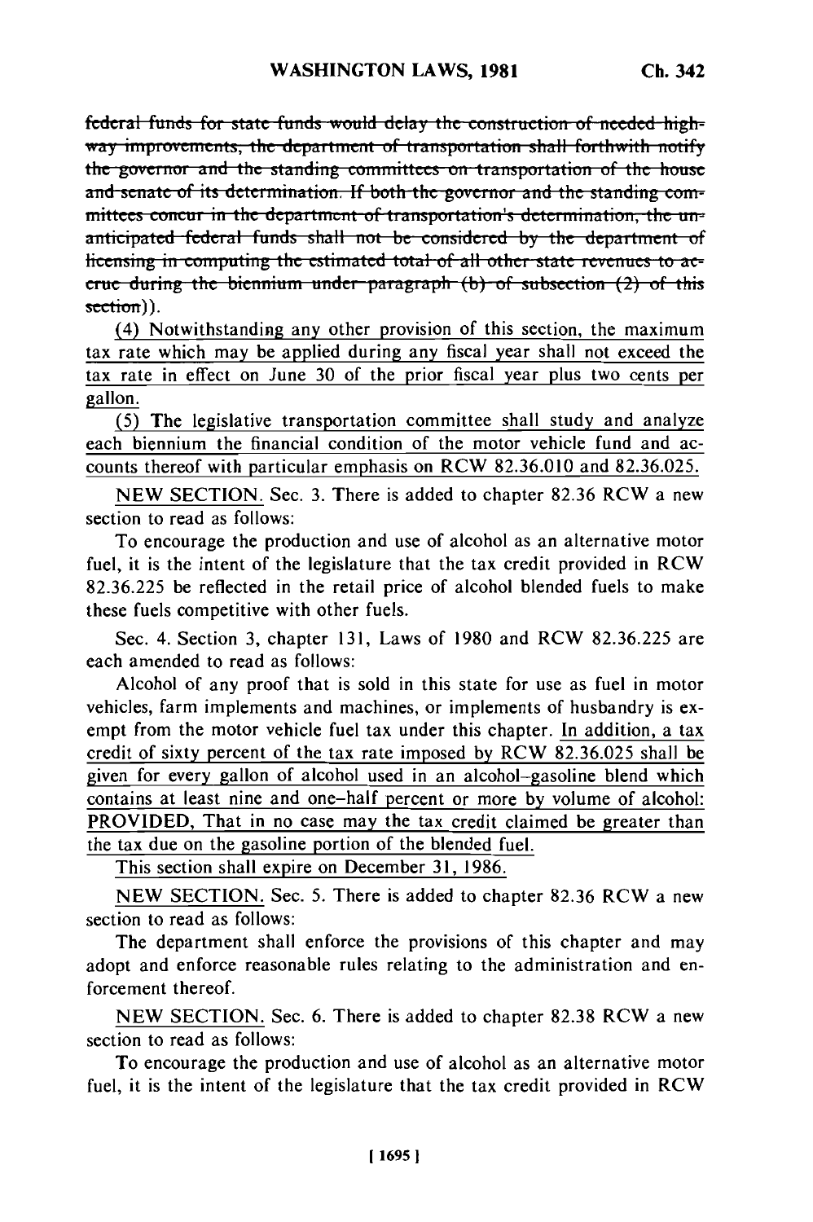~~federal funds for state funds would delay the construction of needed highway improvements, the department of transportation shall forthwith notify the governor and the standing committees on transportation of the house and senate of its determination. If both the governor and the standing committees concur in the department of transportation's determination, the unanticipated federal funds shall not be considered by the department of licensing in computing the estimated total of all other state revenues to accrue during the biennium under paragraph (b) of subsection (2) of this section~~)).

<u>(4) Notwithstanding any other provision of this section, the maximum tax rate which may be applied during any fiscal year shall not exceed the tax rate in effect on June 30 of the prior fiscal year plus two cents per gallon.</u>

<u>(5) The legislative transportation committee shall study and analyze each biennium the financial condition of the motor vehicle fund and accounts thereof with particular emphasis on RCW 82.36.010 and 82.36.025.</u>

<u>NEW SECTION.</u> Sec. 3. There is added to chapter 82.36 RCW a new section to read as follows:

To encourage the production and use of alcohol as an alternative motor fuel, it is the intent of the legislature that the tax credit provided in RCW 82.36.225 be reflected in the retail price of alcohol blended fuels to make these fuels competitive with other fuels.

Sec. 4. Section 3, chapter 131, Laws of 1980 and RCW 82.36.225 are each amended to read as follows:

Alcohol of any proof that is sold in this state for use as fuel in motor vehicles, farm implements and machines, or implements of husbandry is exempt from the motor vehicle fuel tax under this chapter. <u>In addition, a tax credit of sixty percent of the tax rate imposed by RCW 82.36.025 shall be given for every gallon of alcohol used in an alcohol-gasoline blend which contains at least nine and one-half percent or more by volume of alcohol: PROVIDED, That in no case may the tax credit claimed be greater than the tax due on the gasoline portion of the blended fuel.</u>

<u>This section shall expire on December 31, 1986.</u>

<u>NEW SECTION.</u> Sec. 5. There is added to chapter 82.36 RCW a new section to read as follows:

The department shall enforce the provisions of this chapter and may adopt and enforce reasonable rules relating to the administration and enforcement thereof.

<u>NEW SECTION.</u> Sec. 6. There is added to chapter 82.38 RCW a new section to read as follows:

To encourage the production and use of alcohol as an alternative motor fuel, it is the intent of the legislature that the tax credit provided in RCW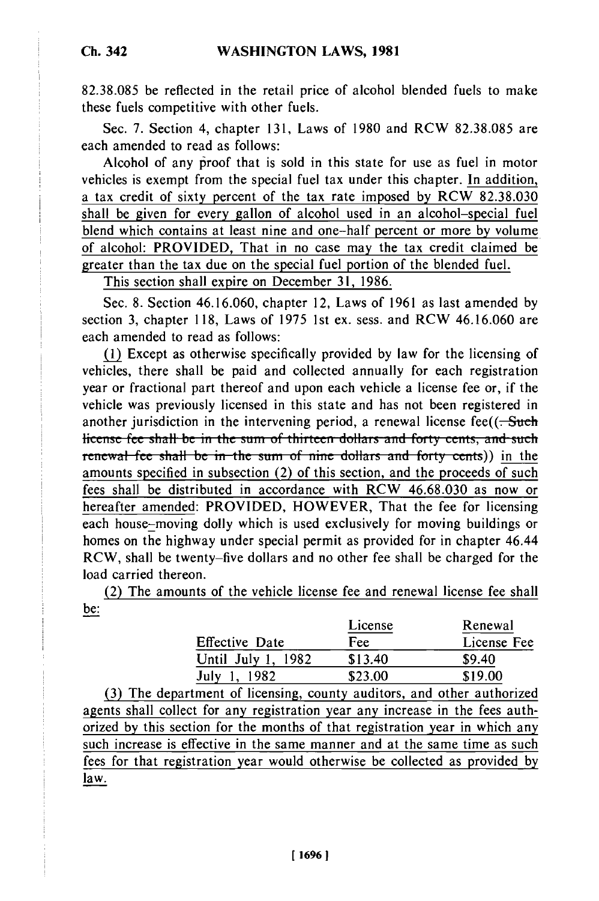82.38.085 be reflected in the retail price of alcohol blended fuels to make these fuels competitive with other fuels.

Sec. 7. Section 4, chapter 131, Laws of 1980 and RCW 82.38.085 are each amended to read as follows:

Alcohol of any proof that is sold in this state for use as fuel in motor vehicles is exempt from the special fuel tax under this chapter. In addition, a tax credit of sixty percent of the tax rate imposed by RCW 82.38.030 shall be given for every gallon of alcohol used in an alcohol-special fuel blend which contains at least nine and one-half percent or more by volume of alcohol: PROVIDED, That in no case may the tax credit claimed be greater than the tax due on the special fuel portion of the blended fuel.

This section shall expire on December 31, 1986.

Sec. 8. Section 46.16.060, chapter 12, Laws of 1961 as last amended by section 3, chapter 118, Laws of 1975 1st ex. sess. and RCW 46.16.060 are each amended to read as follows:

(1) Except as otherwise specifically provided by law for the licensing of vehicles, there shall be paid and collected annually for each registration year or fractional part thereof and upon each vehicle a license fee or, if the vehicle was previously licensed in this state and has not been registered in another jurisdiction in the intervening period, a renewal license fee((. ~~Such license fee shall be in the sum of thirteen dollars and forty cents, and such renewal fee shall be in the sum of nine dollars and forty cents~~)) in the amounts specified in subsection (2) of this section, and the proceeds of such fees shall be distributed in accordance with RCW 46.68.030 as now or hereafter amended: PROVIDED, HOWEVER, That the fee for licensing each house-moving dolly which is used exclusively for moving buildings or homes on the highway under special permit as provided for in chapter 46.44 RCW, shall be twenty-five dollars and no other fee shall be charged for the load carried thereon.

(2) The amounts of the vehicle license fee and renewal license fee shall be:

| Effective Date | License Fee | Renewal License Fee |
|---|---|---|
| Until July 1, 1982 | $13.40 | $9.40 |
| July 1, 1982 | $23.00 | $19.00 |

(3) The department of licensing, county auditors, and other authorized agents shall collect for any registration year any increase in the fees authorized by this section for the months of that registration year in which any such increase is effective in the same manner and at the same time as such fees for that registration year would otherwise be collected as provided by law.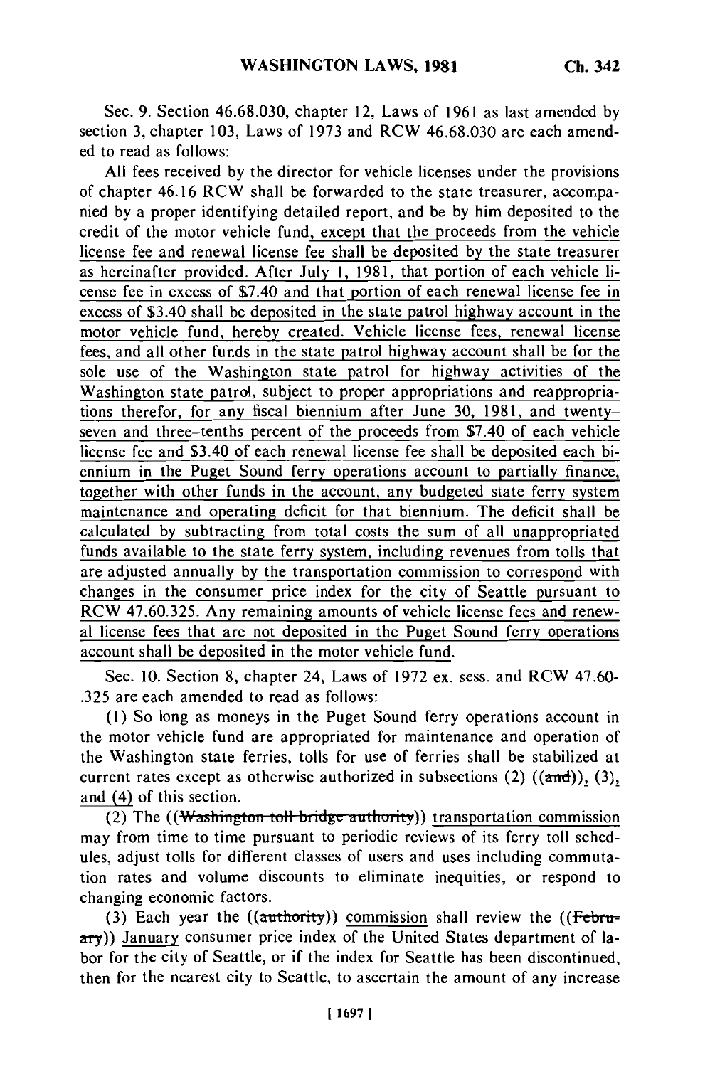Sec. 9. Section 46.68.030, chapter 12, Laws of 1961 as last amended by section 3, chapter 103, Laws of 1973 and RCW 46.68.030 are each amended to read as follows:

All fees received by the director for vehicle licenses under the provisions of chapter 46.16 RCW shall be forwarded to the state treasurer, accompanied by a proper identifying detailed report, and be by him deposited to the credit of the motor vehicle fund, except that the proceeds from the vehicle license fee and renewal license fee shall be deposited by the state treasurer as hereinafter provided. After July 1, 1981, that portion of each vehicle license fee in excess of $7.40 and that portion of each renewal license fee in excess of $3.40 shall be deposited in the state patrol highway account in the motor vehicle fund, hereby created. Vehicle license fees, renewal license fees, and all other funds in the state patrol highway account shall be for the sole use of the Washington state patrol for highway activities of the Washington state patrol, subject to proper appropriations and reappropriations therefor, for any fiscal biennium after June 30, 1981, and twenty-seven and three-tenths percent of the proceeds from $7.40 of each vehicle license fee and $3.40 of each renewal license fee shall be deposited each biennium in the Puget Sound ferry operations account to partially finance, together with other funds in the account, any budgeted state ferry system maintenance and operating deficit for that biennium. The deficit shall be calculated by subtracting from total costs the sum of all unappropriated funds available to the state ferry system, including revenues from tolls that are adjusted annually by the transportation commission to correspond with changes in the consumer price index for the city of Seattle pursuant to RCW 47.60.325. Any remaining amounts of vehicle license fees and renewal license fees that are not deposited in the Puget Sound ferry operations account shall be deposited in the motor vehicle fund.

Sec. 10. Section 8, chapter 24, Laws of 1972 ex. sess. and RCW 47.60.325 are each amended to read as follows:

(1) So long as moneys in the Puget Sound ferry operations account in the motor vehicle fund are appropriated for maintenance and operation of the Washington state ferries, tolls for use of ferries shall be stabilized at current rates except as otherwise authorized in subsections (2) ((and)), (3), and (4) of this section.

(2) The ((Washington toll bridge authority)) transportation commission may from time to time pursuant to periodic reviews of its ferry toll schedules, adjust tolls for different classes of users and uses including commutation rates and volume discounts to eliminate inequities, or respond to changing economic factors.

(3) Each year the ((authority)) commission shall review the ((February)) January consumer price index of the United States department of labor for the city of Seattle, or if the index for Seattle has been discontinued, then for the nearest city to Seattle, to ascertain the amount of any increase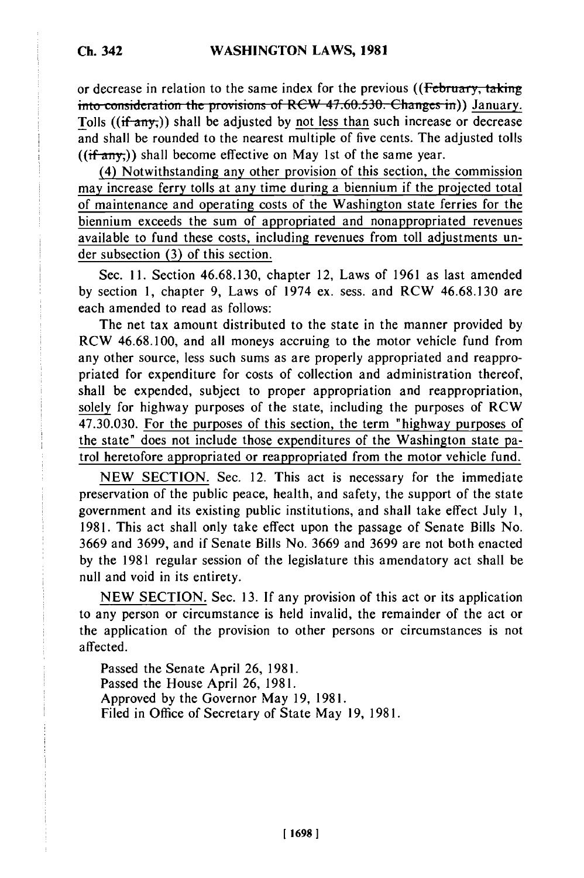or decrease in relation to the same index for the previous ((~~February, taking into consideration the provisions of RCW 47.60.530. Changes in~~)) January. Tolls ((~~if any,~~)) shall be adjusted by <u>not less than</u> such increase or decrease and shall be rounded to the nearest multiple of five cents. The adjusted tolls ((~~if any,~~)) shall become effective on May 1st of the same year.

<u>(4) Notwithstanding any other provision of this section, the commission may increase ferry tolls at any time during a biennium if the projected total of maintenance and operating costs of the Washington state ferries for the biennium exceeds the sum of appropriated and nonappropriated revenues available to fund these costs, including revenues from toll adjustments under subsection (3) of this section.</u>

Sec. 11. Section 46.68.130, chapter 12, Laws of 1961 as last amended by section 1, chapter 9, Laws of 1974 ex. sess. and RCW 46.68.130 are each amended to read as follows:

The net tax amount distributed to the state in the manner provided by RCW 46.68.100, and all moneys accruing to the motor vehicle fund from any other source, less such sums as are properly appropriated and reappropriated for expenditure for costs of collection and administration thereof, shall be expended, subject to proper appropriation and reappropriation, <u>solely</u> for highway purposes of the state, including the purposes of RCW 47.30.030. <u>For the purposes of this section, the term "highway purposes of the state" does not include those expenditures of the Washington state patrol heretofore appropriated or reappropriated from the motor vehicle fund.</u>

<u>NEW SECTION.</u> Sec. 12. This act is necessary for the immediate preservation of the public peace, health, and safety, the support of the state government and its existing public institutions, and shall take effect July 1, 1981. This act shall only take effect upon the passage of Senate Bills No. 3669 and 3699, and if Senate Bills No. 3669 and 3699 are not both enacted by the 1981 regular session of the legislature this amendatory act shall be null and void in its entirety.

<u>NEW SECTION.</u> Sec. 13. If any provision of this act or its application to any person or circumstance is held invalid, the remainder of the act or the application of the provision to other persons or circumstances is not affected.

Passed the Senate April 26, 1981.
Passed the House April 26, 1981.
Approved by the Governor May 19, 1981.
Filed in Office of Secretary of State May 19, 1981.